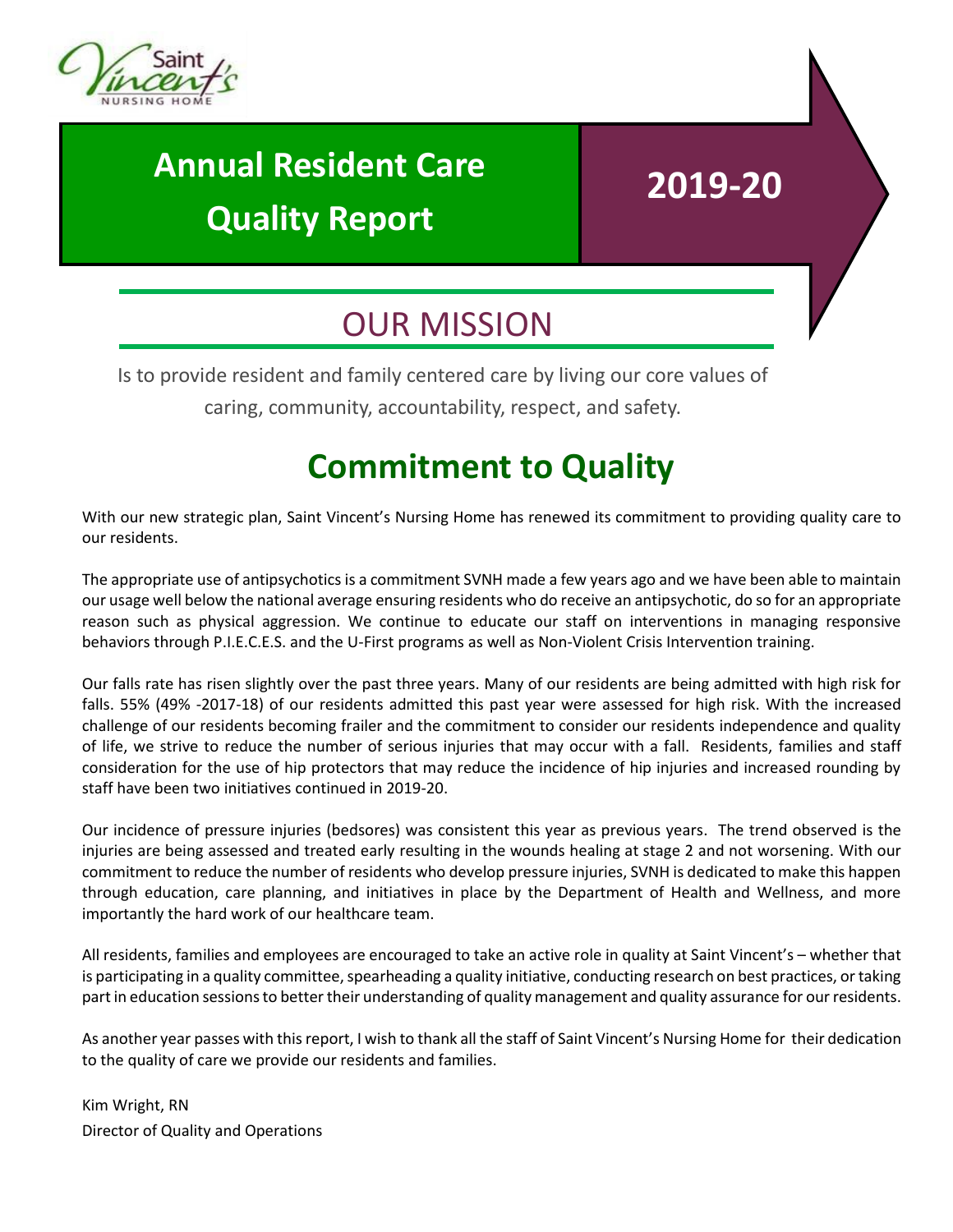Saint Vincent's NURSING HOME

# Annual Resident Care Quality Report

# 2019-20

## OUR MISSION

Is to provide resident and family centered care by living our core values of caring, community, accountability, respect, and safety.

## Commitment to Quality

With our new strategic plan, Saint Vincent's Nursing Home has renewed its commitment to providing quality care to our residents.

The appropriate use of antipsychotics is a commitment SVNH made a few years ago and we have been able to maintain our usage well below the national average ensuring residents who do receive an antipsychotic, do so for an appropriate reason such as physical aggression. We continue to educate our staff on interventions in managing responsive behaviors through P.I.E.C.E.S. and the U-First programs as well as Non-Violent Crisis Intervention training.

Our falls rate has risen slightly over the past three years. Many of our residents are being admitted with high risk for falls. 55% (49% -2017-18) of our residents admitted this past year were assessed for high risk. With the increased challenge of our residents becoming frailer and the commitment to consider our residents independence and quality of life, we strive to reduce the number of serious injuries that may occur with a fall. Residents, families and staff consideration for the use of hip protectors that may reduce the incidence of hip injuries and increased rounding by staff have been two initiatives continued in 2019-20.

Our incidence of pressure injuries (bedsores) was consistent this year as previous years. The trend observed is the injuries are being assessed and treated early resulting in the wounds healing at stage 2 and not worsening. With our commitment to reduce the number of residents who develop pressure injuries, SVNH is dedicated to make this happen through education, care planning, and initiatives in place by the Department of Health and Wellness, and more importantly the hard work of our healthcare team.

All residents, families and employees are encouraged to take an active role in quality at Saint Vincent's – whether that is participating in a quality committee, spearheading a quality initiative, conducting research on best practices, or taking part in education sessions to better their understanding of quality management and quality assurance for our residents.

As another year passes with this report, I wish to thank all the staff of Saint Vincent's Nursing Home for their dedication to the quality of care we provide our residents and families.

Kim Wright, RN
Director of Quality and Operations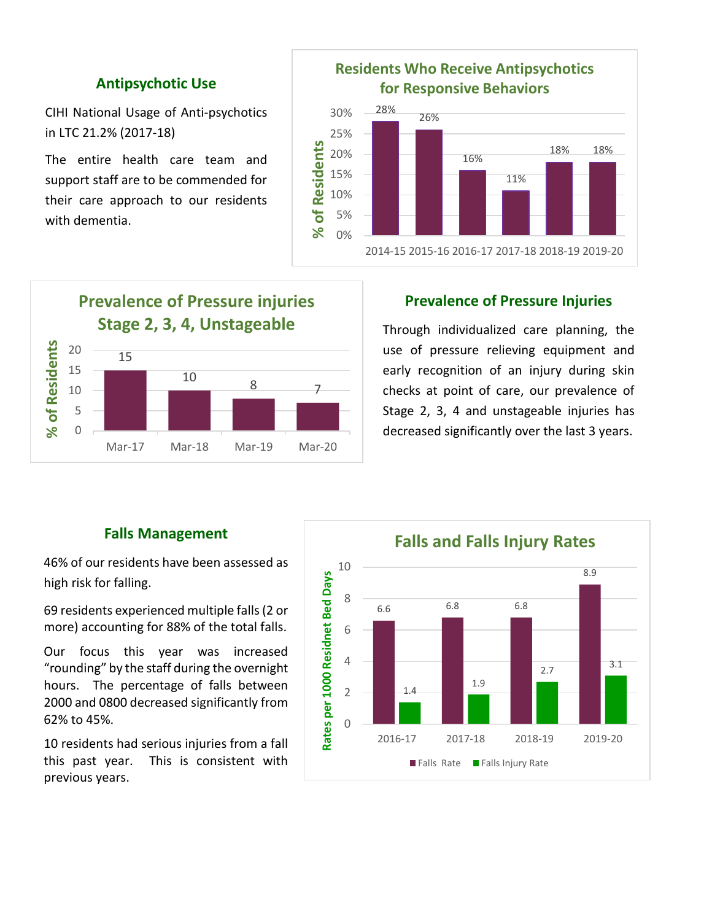## Antipsychotic Use

CIHI National Usage of Anti-psychotics in LTC 21.2% (2017-18)

The entire health care team and support staff are to be commended for their care approach to our residents with dementia.

Residents Who Receive Antipsychotics for Responsive Behaviors

% of Residents

30%
25%
20%
15%
10%
5%
0%

28%
26%
16%
11%
18%
18%

2014-15 2015-16 2016-17 2017-18 2018-19 2019-20

Prevalence of Pressure injuries Stage 2, 3, 4, Unstageable

% of Residents

20
15
10
5
0

15
10
8
7

Mar-17 Mar-18 Mar-19 Mar-20

## Prevalence of Pressure Injuries

Through individualized care planning, the use of pressure relieving equipment and early recognition of an injury during skin checks at point of care, our prevalence of Stage 2, 3, 4 and unstageable injuries has decreased significantly over the last 3 years.

## Falls Management

46% of our residents have been assessed as high risk for falling.

69 residents experienced multiple falls (2 or more) accounting for 88% of the total falls.

Our focus this year was increased "rounding" by the staff during the overnight hours. The percentage of falls between 2000 and 0800 decreased significantly from 62% to 45%.

10 residents had serious injuries from a fall this past year. This is consistent with previous years.

Falls and Falls Injury Rates

Rates per 1000 Residnet Bed Days

10
8
6
4
2
0

6.6
1.4
6.8
1.9
6.8
2.7
8.9
3.1

2016-17 2017-18 2018-19 2019-20

Falls Rate
Falls Injury Rate